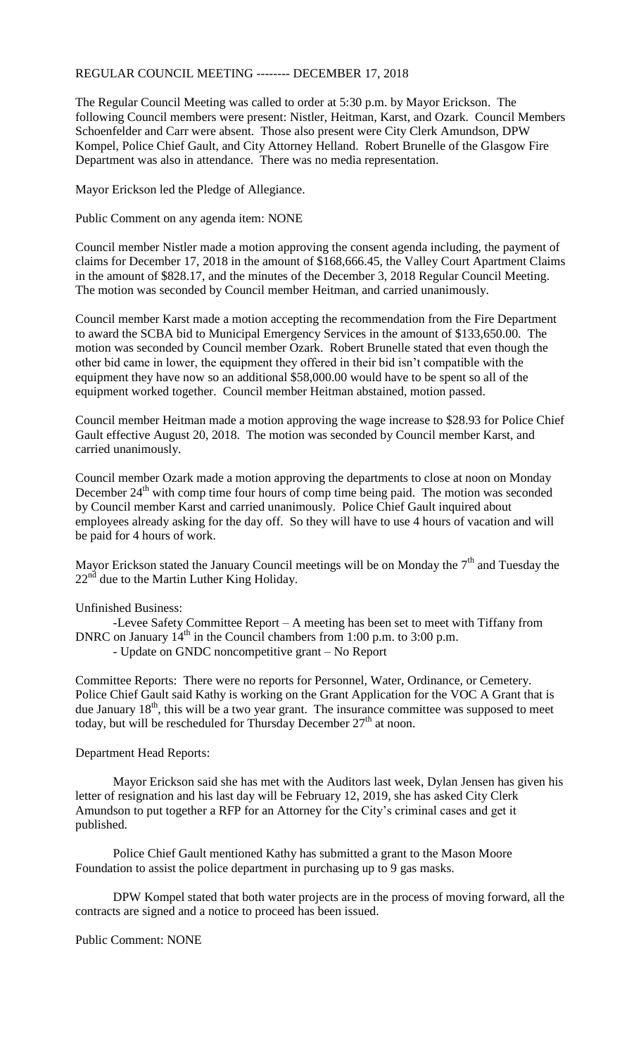REGULAR COUNCIL MEETING -------- DECEMBER 17, 2018

The Regular Council Meeting was called to order at 5:30 p.m. by Mayor Erickson. The following Council members were present: Nistler, Heitman, Karst, and Ozark. Council Members Schoenfelder and Carr were absent. Those also present were City Clerk Amundson, DPW Kompel, Police Chief Gault, and City Attorney Helland. Robert Brunelle of the Glasgow Fire Department was also in attendance. There was no media representation.

Mayor Erickson led the Pledge of Allegiance.

Public Comment on any agenda item: NONE

Council member Nistler made a motion approving the consent agenda including, the payment of claims for December 17, 2018 in the amount of $168,666.45, the Valley Court Apartment Claims in the amount of $828.17, and the minutes of the December 3, 2018 Regular Council Meeting. The motion was seconded by Council member Heitman, and carried unanimously.

Council member Karst made a motion accepting the recommendation from the Fire Department to award the SCBA bid to Municipal Emergency Services in the amount of $133,650.00. The motion was seconded by Council member Ozark. Robert Brunelle stated that even though the other bid came in lower, the equipment they offered in their bid isn't compatible with the equipment they have now so an additional $58,000.00 would have to be spent so all of the equipment worked together. Council member Heitman abstained, motion passed.

Council member Heitman made a motion approving the wage increase to $28.93 for Police Chief Gault effective August 20, 2018. The motion was seconded by Council member Karst, and carried unanimously.

Council member Ozark made a motion approving the departments to close at noon on Monday December 24th with comp time four hours of comp time being paid. The motion was seconded by Council member Karst and carried unanimously. Police Chief Gault inquired about employees already asking for the day off. So they will have to use 4 hours of vacation and will be paid for 4 hours of work.

Mayor Erickson stated the January Council meetings will be on Monday the 7th and Tuesday the 22nd due to the Martin Luther King Holiday.

Unfinished Business:

-Levee Safety Committee Report – A meeting has been set to meet with Tiffany from DNRC on January 14th in the Council chambers from 1:00 p.m. to 3:00 p.m.

- Update on GNDC noncompetitive grant – No Report

Committee Reports: There were no reports for Personnel, Water, Ordinance, or Cemetery. Police Chief Gault said Kathy is working on the Grant Application for the VOC A Grant that is due January 18th, this will be a two year grant. The insurance committee was supposed to meet today, but will be rescheduled for Thursday December 27th at noon.

Department Head Reports:

Mayor Erickson said she has met with the Auditors last week, Dylan Jensen has given his letter of resignation and his last day will be February 12, 2019, she has asked City Clerk Amundson to put together a RFP for an Attorney for the City's criminal cases and get it published.

Police Chief Gault mentioned Kathy has submitted a grant to the Mason Moore Foundation to assist the police department in purchasing up to 9 gas masks.

DPW Kompel stated that both water projects are in the process of moving forward, all the contracts are signed and a notice to proceed has been issued.

Public Comment: NONE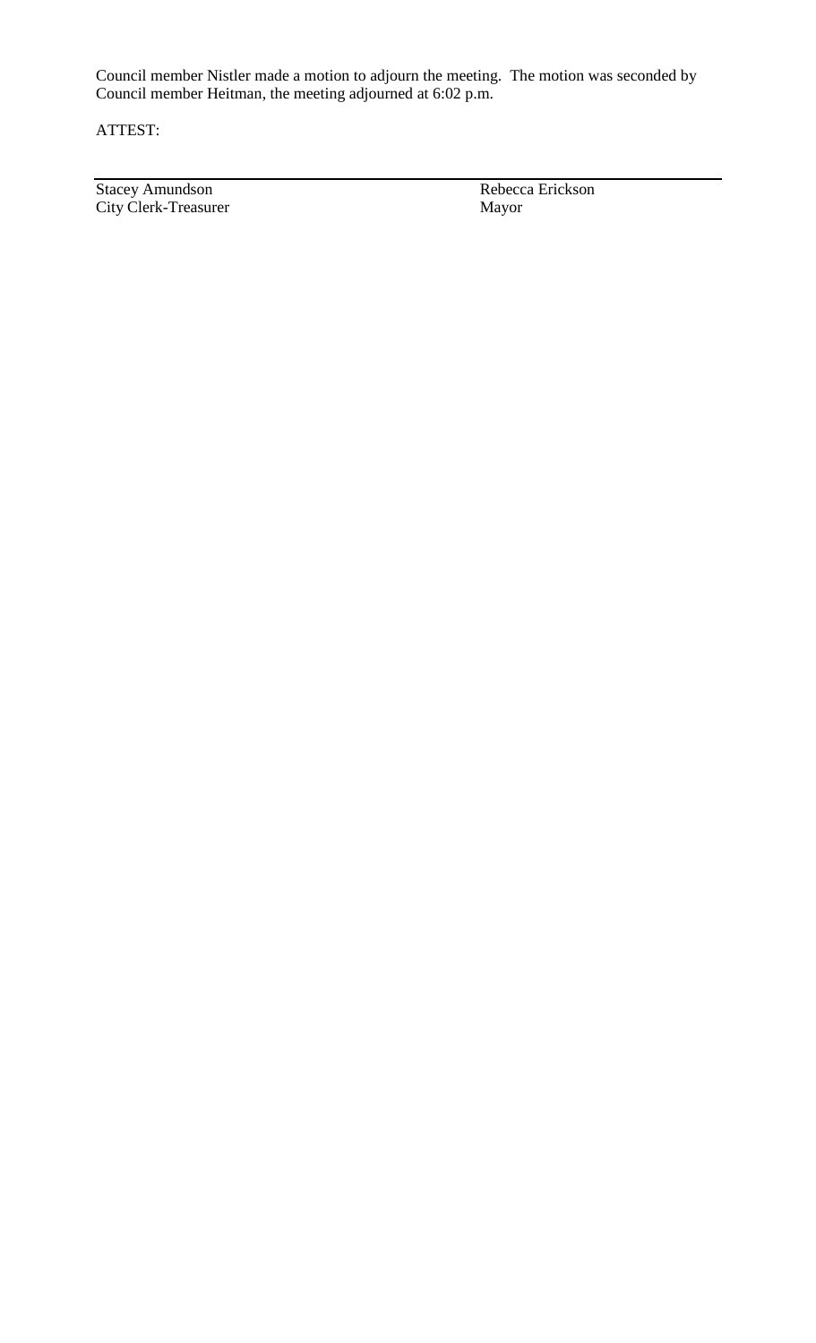Council member Nistler made a motion to adjourn the meeting. The motion was seconded by Council member Heitman, the meeting adjourned at 6:02 p.m.

ATTEST:

| | |
|---|---|
| Stacey Amundson | Rebecca Erickson |
| City Clerk-Treasurer | Mayor |